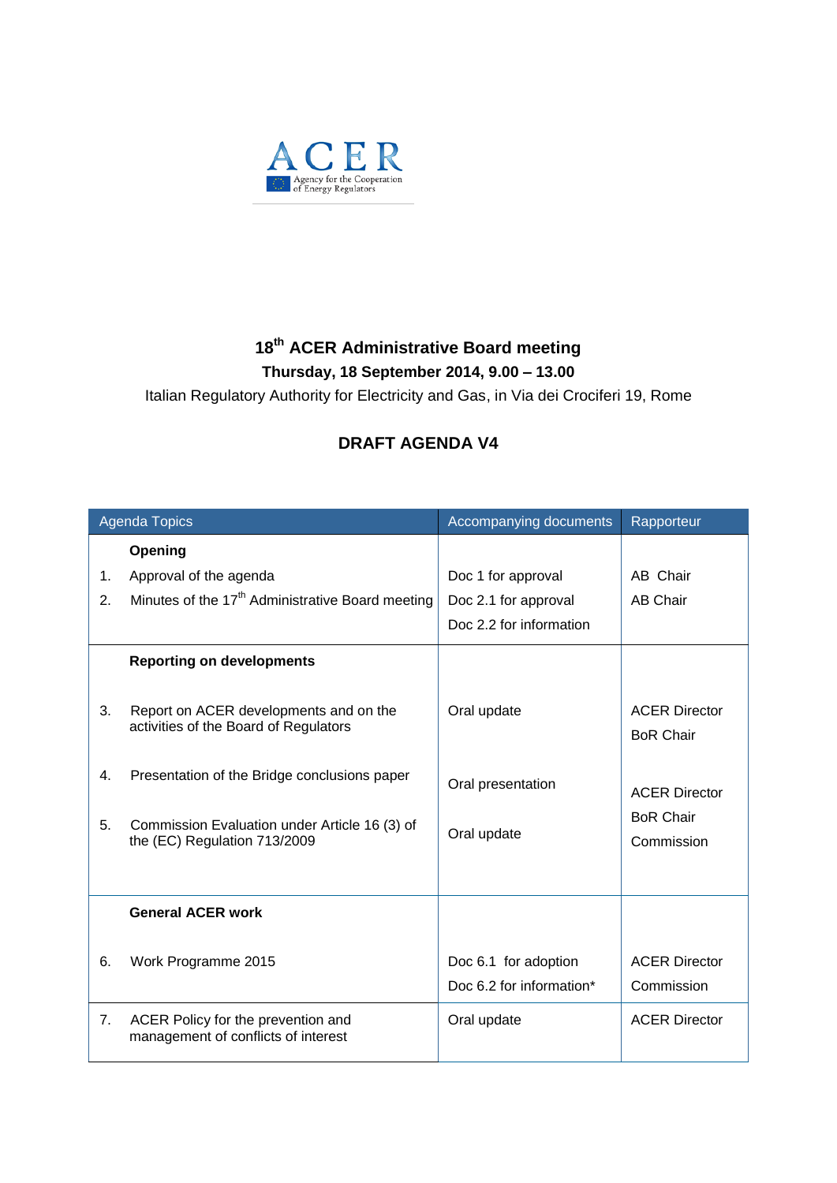ACER
Agency for the Cooperation of Energy Regulators

## 18th ACER Administrative Board meeting

**Thursday, 18 September 2014, 9.00 – 13.00**

Italian Regulatory Authority for Electricity and Gas, in Via dei Crociferi 19, Rome

## DRAFT AGENDA V4

| Agenda Topics | Accompanying documents | Rapporteur |
|---|---|---|
| **Opening** | | |
| 1. Approval of the agenda | Doc 1 for approval | AB Chair |
| 2. Minutes of the 17th Administrative Board meeting | Doc 2.1 for approval<br>Doc 2.2 for information | AB Chair |
| **Reporting on developments** | | |
| 3. Report on ACER developments and on the activities of the Board of Regulators | Oral update | ACER Director<br>BoR Chair |
| 4. Presentation of the Bridge conclusions paper | Oral presentation | ACER Director<br>BoR Chair<br>Commission |
| 5. Commission Evaluation under Article 16 (3) of the (EC) Regulation 713/2009 | Oral update | |
| **General ACER work** | | |
| 6. Work Programme 2015 | Doc 6.1 for adoption<br>Doc 6.2 for information* | ACER Director<br>Commission |
| 7. ACER Policy for the prevention and management of conflicts of interest | Oral update | ACER Director |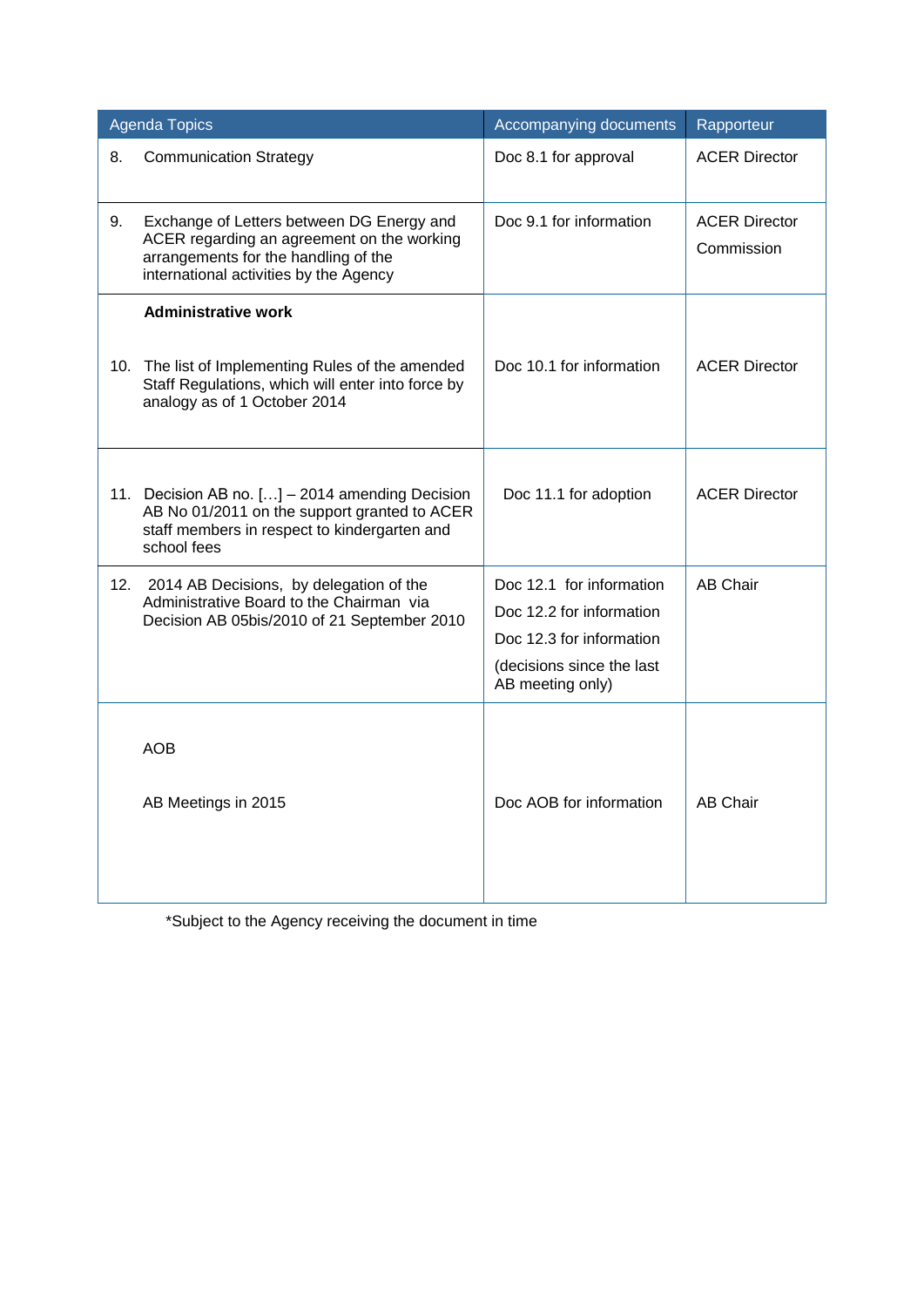| Agenda Topics | Accompanying documents | Rapporteur |
|---|---|---|
| 8. Communication Strategy | Doc 8.1 for approval | ACER Director |
| 9. Exchange of Letters between DG Energy and ACER regarding an agreement on the working arrangements for the handling of the international activities by the Agency | Doc 9.1 for information | ACER Director<br>Commission |
| **Administrative work**<br><br>10. The list of Implementing Rules of the amended Staff Regulations, which will enter into force by analogy as of 1 October 2014 | Doc 10.1 for information | ACER Director |
| 11. Decision AB no. […] – 2014 amending Decision AB No 01/2011 on the support granted to ACER staff members in respect to kindergarten and school fees | Doc 11.1 for adoption | ACER Director |
| 12. 2014 AB Decisions, by delegation of the Administrative Board to the Chairman via Decision AB 05bis/2010 of 21 September 2010 | Doc 12.1 for information<br>Doc 12.2 for information<br>Doc 12.3 for information<br>(decisions since the last AB meeting only) | AB Chair |
| AOB<br><br>AB Meetings in 2015 | Doc AOB for information | AB Chair |

*Subject to the Agency receiving the document in time